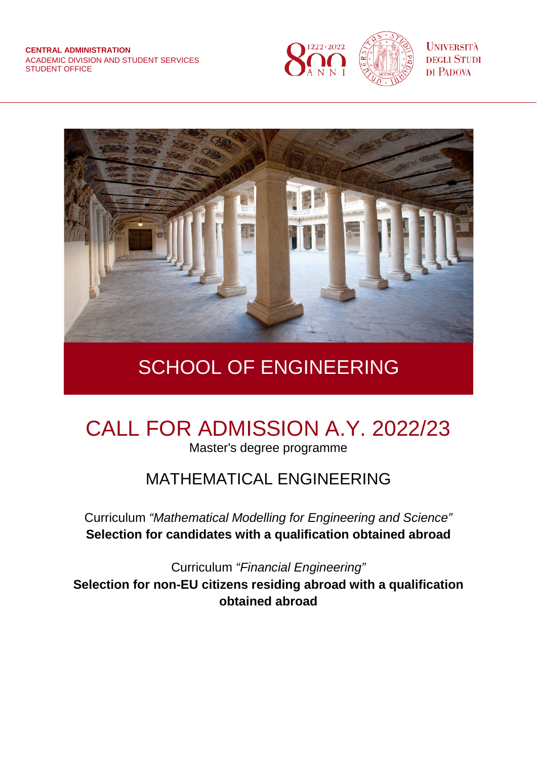**CENTRAL ADMINISTRATION**
ACADEMIC DIVISION AND STUDENT SERVICES
STUDENT OFFICE

UNIVERSITÀ DEGLI STUDI DI PADOVA

# SCHOOL OF ENGINEERING

# CALL FOR ADMISSION A.Y. 2022/23

Master's degree programme

## MATHEMATICAL ENGINEERING

Curriculum *"Mathematical Modelling for Engineering and Science"*
**Selection for candidates with a qualification obtained abroad**

Curriculum *"Financial Engineering"*
**Selection for non-EU citizens residing abroad with a qualification obtained abroad**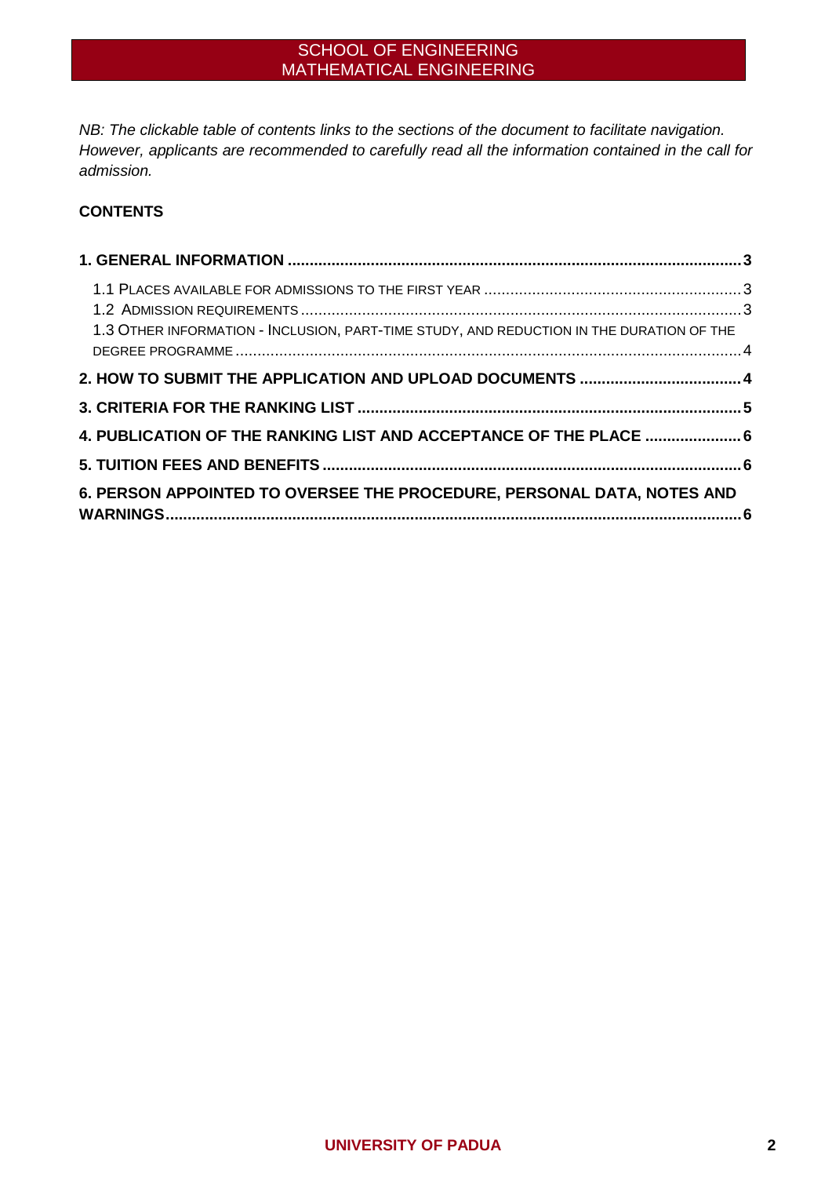*NB: The clickable table of contents links to the sections of the document to facilitate navigation. However, applicants are recommended to carefully read all the information contained in the call for admission.*

**CONTENTS**

**1. GENERAL INFORMATION .......... 3**

1.1 PLACES AVAILABLE FOR ADMISSIONS TO THE FIRST YEAR .......... 3

1.2 ADMISSION REQUIREMENTS .......... 3

1.3 OTHER INFORMATION - INCLUSION, PART-TIME STUDY, AND REDUCTION IN THE DURATION OF THE DEGREE PROGRAMME .......... 4

**2. HOW TO SUBMIT THE APPLICATION AND UPLOAD DOCUMENTS .......... 4**

**3. CRITERIA FOR THE RANKING LIST .......... 5**

**4. PUBLICATION OF THE RANKING LIST AND ACCEPTANCE OF THE PLACE .......... 6**

**5. TUITION FEES AND BENEFITS .......... 6**

**6. PERSON APPOINTED TO OVERSEE THE PROCEDURE, PERSONAL DATA, NOTES AND WARNINGS .......... 6**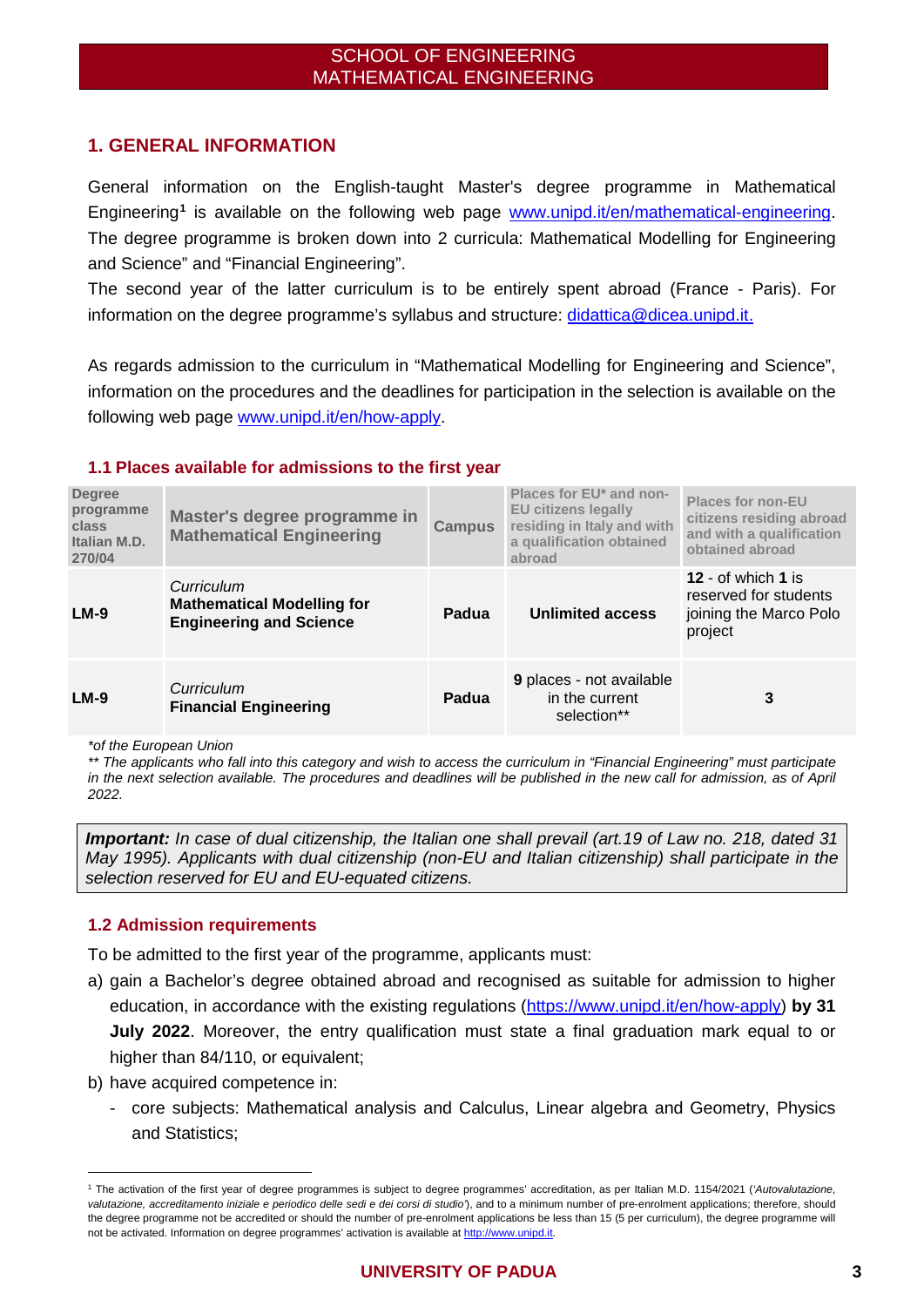SCHOOL OF ENGINEERING
MATHEMATICAL ENGINEERING

## 1. GENERAL INFORMATION

General information on the English-taught Master's degree programme in Mathematical Engineering[1] is available on the following web page www.unipd.it/en/mathematical-engineering. The degree programme is broken down into 2 curricula: Mathematical Modelling for Engineering and Science" and "Financial Engineering".
The second year of the latter curriculum is to be entirely spent abroad (France - Paris). For information on the degree programme's syllabus and structure: didattica@dicea.unipd.it.

As regards admission to the curriculum in "Mathematical Modelling for Engineering and Science", information on the procedures and the deadlines for participation in the selection is available on the following web page www.unipd.it/en/how-apply.

### 1.1 Places available for admissions to the first year

| Degree programme class Italian M.D. 270/04 | Master's degree programme in Mathematical Engineering | Campus | Places for EU* and non-EU citizens legally residing in Italy and with a qualification obtained abroad | Places for non-EU citizens residing abroad and with a qualification obtained abroad |
|---|---|---|---|---|
| **LM-9** | *Curriculum* **Mathematical Modelling for Engineering and Science** | **Padua** | **Unlimited access** | **12** - of which **1** is reserved for students joining the Marco Polo project |
| **LM-9** | *Curriculum* **Financial Engineering** | **Padua** | **9** places - not available in the current selection** | **3** |

*\*of the European Union*
*\*\* The applicants who fall into this category and wish to access the curriculum in "Financial Engineering" must participate in the next selection available. The procedures and deadlines will be published in the new call for admission, as of April 2022.*

> ***Important:*** *In case of dual citizenship, the Italian one shall prevail (art.19 of Law no. 218, dated 31 May 1995). Applicants with dual citizenship (non-EU and Italian citizenship) shall participate in the selection reserved for EU and EU-equated citizens.*

### 1.2 Admission requirements

To be admitted to the first year of the programme, applicants must:

a) gain a Bachelor's degree obtained abroad and recognised as suitable for admission to higher education, in accordance with the existing regulations (https://www.unipd.it/en/how-apply) **by 31 July 2022**. Moreover, the entry qualification must state a final graduation mark equal to or higher than 84/110, or equivalent;
b) have acquired competence in:
   - core subjects: Mathematical analysis and Calculus, Linear algebra and Geometry, Physics and Statistics;

---

[1] The activation of the first year of degree programmes is subject to degree programmes' accreditation, as per Italian M.D. 1154/2021 (*'Autovalutazione, valutazione, accreditamento iniziale e periodico delle sedi e dei corsi di studio'*), and to a minimum number of pre-enrolment applications; therefore, should the degree programme not be accredited or should the number of pre-enrolment applications be less than 15 (5 per curriculum), the degree programme will not be activated. Information on degree programmes' activation is available at http://www.unipd.it.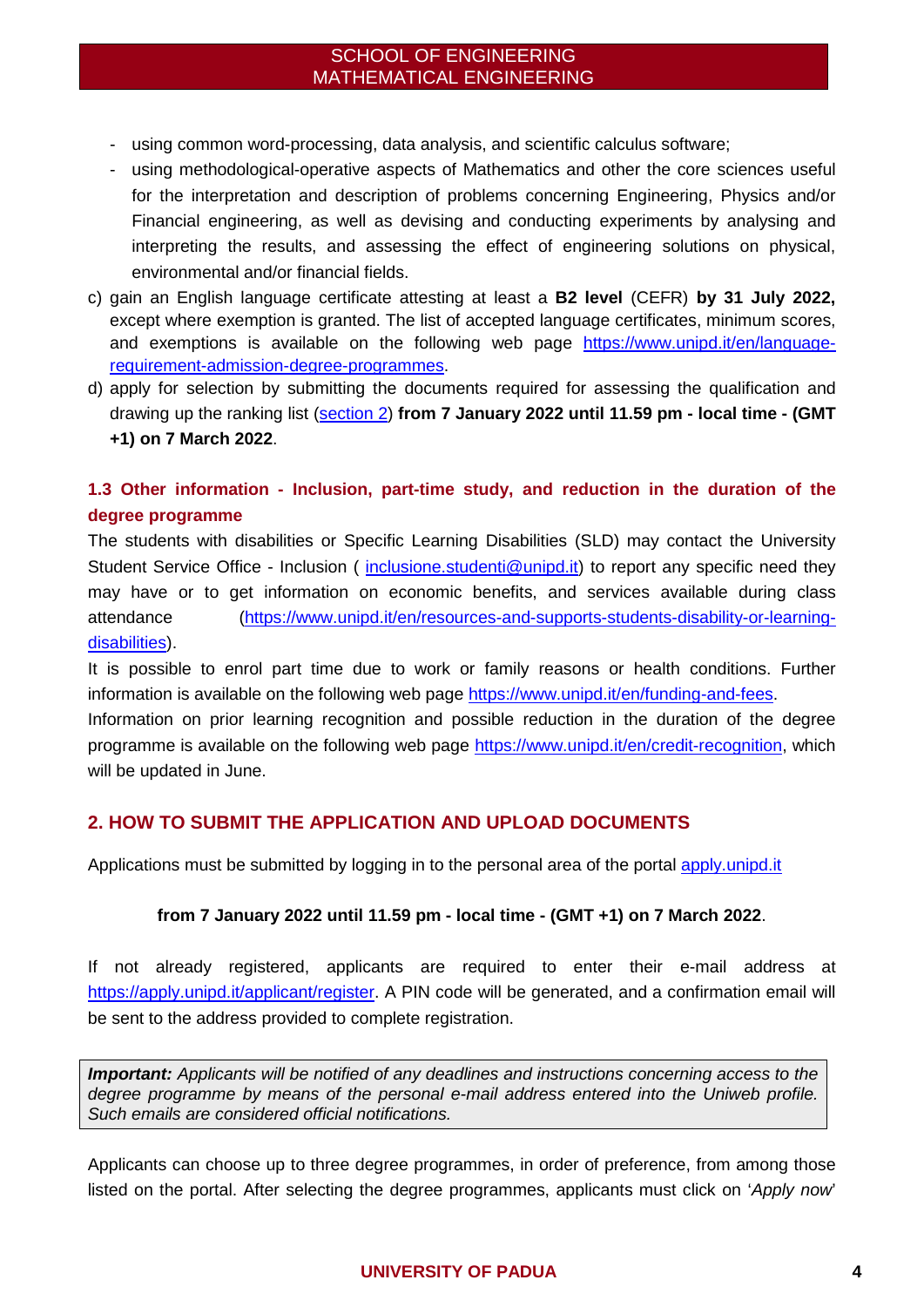- using common word-processing, data analysis, and scientific calculus software;
- using methodological-operative aspects of Mathematics and other the core sciences useful for the interpretation and description of problems concerning Engineering, Physics and/or Financial engineering, as well as devising and conducting experiments by analysing and interpreting the results, and assessing the effect of engineering solutions on physical, environmental and/or financial fields.

c) gain an English language certificate attesting at least a **B2 level** (CEFR) **by 31 July 2022,** except where exemption is granted. The list of accepted language certificates, minimum scores, and exemptions is available on the following web page [https://www.unipd.it/en/language-requirement-admission-degree-programmes](https://www.unipd.it/en/language-requirement-admission-degree-programmes).

d) apply for selection by submitting the documents required for assessing the qualification and drawing up the ranking list (section 2) **from 7 January 2022 until 11.59 pm - local time - (GMT +1) on 7 March 2022**.

### 1.3 Other information - Inclusion, part-time study, and reduction in the duration of the degree programme

The students with disabilities or Specific Learning Disabilities (SLD) may contact the University Student Service Office - Inclusion ( inclusione.studenti@unipd.it) to report any specific need they may have or to get information on economic benefits, and services available during class attendance ([https://www.unipd.it/en/resources-and-supports-students-disability-or-learning-disabilities](https://www.unipd.it/en/resources-and-supports-students-disability-or-learning-disabilities)).

It is possible to enrol part time due to work or family reasons or health conditions. Further information is available on the following web page [https://www.unipd.it/en/funding-and-fees](https://www.unipd.it/en/funding-and-fees).

Information on prior learning recognition and possible reduction in the duration of the degree programme is available on the following web page [https://www.unipd.it/en/credit-recognition](https://www.unipd.it/en/credit-recognition), which will be updated in June.

## 2. HOW TO SUBMIT THE APPLICATION AND UPLOAD DOCUMENTS

Applications must be submitted by logging in to the personal area of the portal apply.unipd.it

**from 7 January 2022 until 11.59 pm - local time - (GMT +1) on 7 March 2022**.

If not already registered, applicants are required to enter their e-mail address at [https://apply.unipd.it/applicant/register](https://apply.unipd.it/applicant/register). A PIN code will be generated, and a confirmation email will be sent to the address provided to complete registration.

> ***Important:*** *Applicants will be notified of any deadlines and instructions concerning access to the degree programme by means of the personal e-mail address entered into the Uniweb profile. Such emails are considered official notifications.*

Applicants can choose up to three degree programmes, in order of preference, from among those listed on the portal. After selecting the degree programmes, applicants must click on '*Apply now*'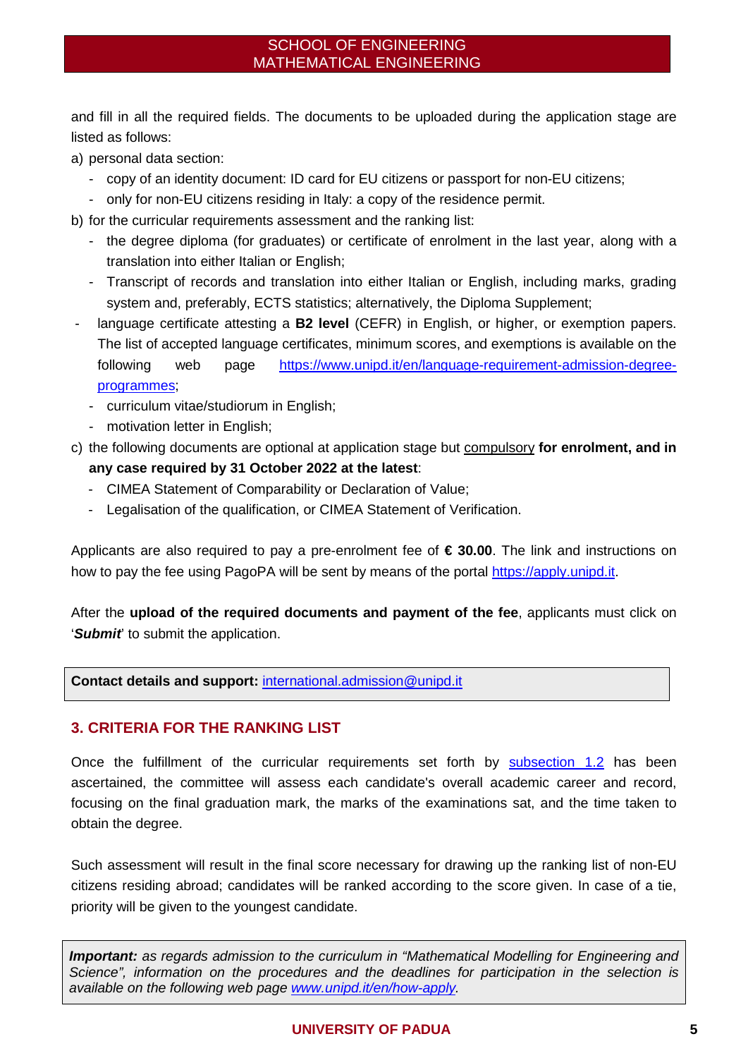and fill in all the required fields. The documents to be uploaded during the application stage are listed as follows:

a) personal data section:
   - copy of an identity document: ID card for EU citizens or passport for non-EU citizens;
   - only for non-EU citizens residing in Italy: a copy of the residence permit.

b) for the curricular requirements assessment and the ranking list:
   - the degree diploma (for graduates) or certificate of enrolment in the last year, along with a translation into either Italian or English;
   - Transcript of records and translation into either Italian or English, including marks, grading system and, preferably, ECTS statistics; alternatively, the Diploma Supplement;
   - language certificate attesting a **B2 level** (CEFR) in English, or higher, or exemption papers. The list of accepted language certificates, minimum scores, and exemptions is available on the following web page [https://www.unipd.it/en/language-requirement-admission-degree-programmes](https://www.unipd.it/en/language-requirement-admission-degree-programmes);
   - curriculum vitae/studiorum in English;
   - motivation letter in English;

c) the following documents are optional at application stage but compulsory **for enrolment, and in any case required by 31 October 2022 at the latest**:
   - CIMEA Statement of Comparability or Declaration of Value;
   - Legalisation of the qualification, or CIMEA Statement of Verification.

Applicants are also required to pay a pre-enrolment fee of **€ 30.00**. The link and instructions on how to pay the fee using PagoPA will be sent by means of the portal [https://apply.unipd.it](https://apply.unipd.it).

After the **upload of the required documents and payment of the fee**, applicants must click on '***Submit***' to submit the application.

**Contact details and support:** [international.admission@unipd.it](mailto:international.admission@unipd.it)

## 3. CRITERIA FOR THE RANKING LIST

Once the fulfillment of the curricular requirements set forth by subsection 1.2 has been ascertained, the committee will assess each candidate's overall academic career and record, focusing on the final graduation mark, the marks of the examinations sat, and the time taken to obtain the degree.

Such assessment will result in the final score necessary for drawing up the ranking list of non-EU citizens residing abroad; candidates will be ranked according to the score given. In case of a tie, priority will be given to the youngest candidate.

***Important:*** *as regards admission to the curriculum in "Mathematical Modelling for Engineering and Science", information on the procedures and the deadlines for participation in the selection is available on the following web page [www.unipd.it/en/how-apply](www.unipd.it/en/how-apply).*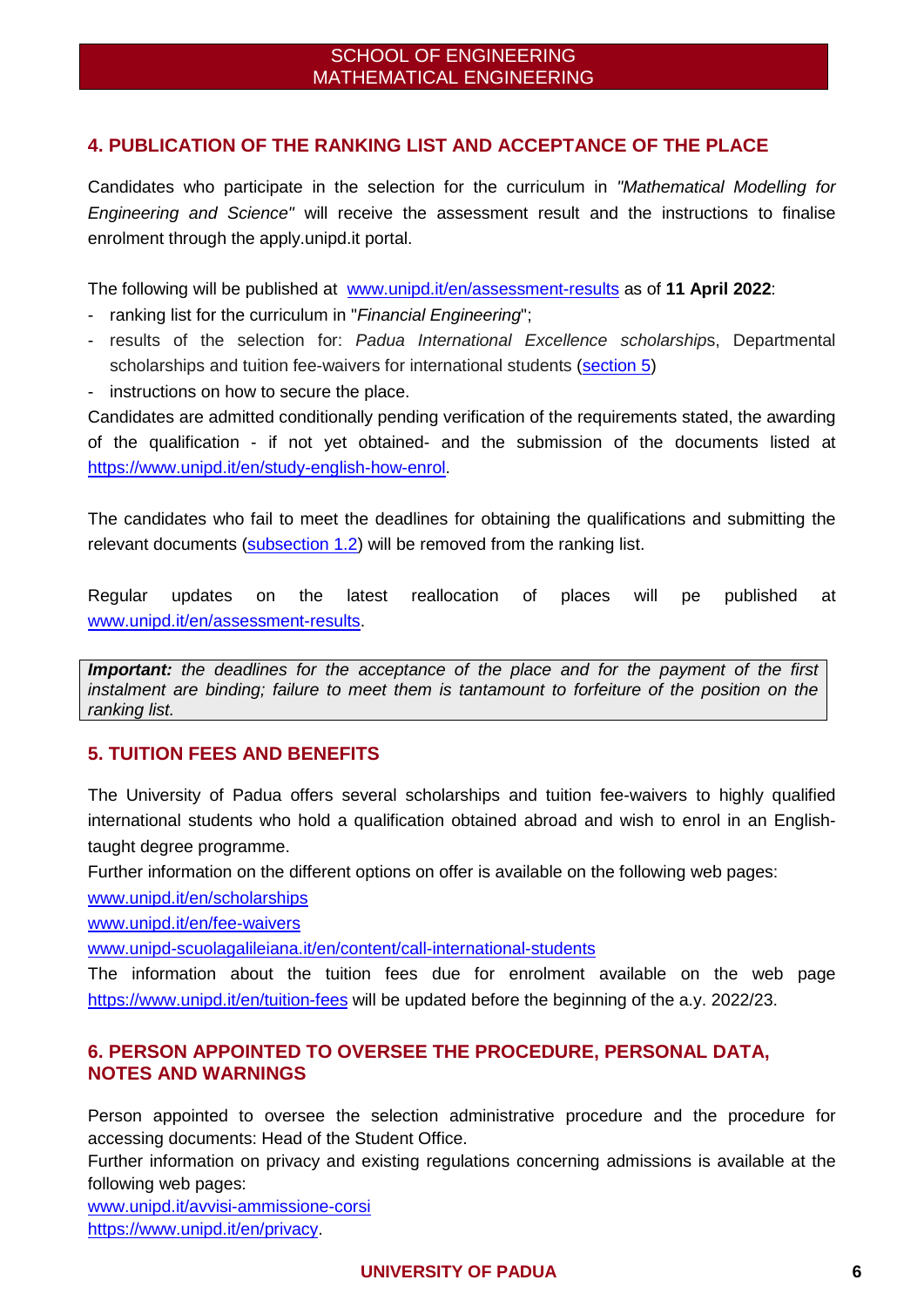## 4. PUBLICATION OF THE RANKING LIST AND ACCEPTANCE OF THE PLACE

Candidates who participate in the selection for the curriculum in *"Mathematical Modelling for Engineering and Science"* will receive the assessment result and the instructions to finalise enrolment through the apply.unipd.it portal.

The following will be published at [www.unipd.it/en/assessment-results](www.unipd.it/en/assessment-results) as of **11 April 2022**:

- ranking list for the curriculum in "*Financial Engineering*";
- results of the selection for: *Padua International Excellence scholarship*s, Departmental scholarships and tuition fee-waivers for international students (section 5)
- instructions on how to secure the place.

Candidates are admitted conditionally pending verification of the requirements stated, the awarding of the qualification - if not yet obtained- and the submission of the documents listed at [https://www.unipd.it/en/study-english-how-enrol](https://www.unipd.it/en/study-english-how-enrol).

The candidates who fail to meet the deadlines for obtaining the qualifications and submitting the relevant documents (subsection 1.2) will be removed from the ranking list.

Regular updates on the latest reallocation of places will pe published at [www.unipd.it/en/assessment-results](www.unipd.it/en/assessment-results).

> ***Important:*** *the deadlines for the acceptance of the place and for the payment of the first instalment are binding; failure to meet them is tantamount to forfeiture of the position on the ranking list.*

## 5. TUITION FEES AND BENEFITS

The University of Padua offers several scholarships and tuition fee-waivers to highly qualified international students who hold a qualification obtained abroad and wish to enrol in an English-taught degree programme.

Further information on the different options on offer is available on the following web pages:

[www.unipd.it/en/scholarships](www.unipd.it/en/scholarships)
[www.unipd.it/en/fee-waivers](www.unipd.it/en/fee-waivers)
[www.unipd-scuolagalileiana.it/en/content/call-international-students](www.unipd-scuolagalileiana.it/en/content/call-international-students)

The information about the tuition fees due for enrolment available on the web page [https://www.unipd.it/en/tuition-fees](https://www.unipd.it/en/tuition-fees) will be updated before the beginning of the a.y. 2022/23.

## 6. PERSON APPOINTED TO OVERSEE THE PROCEDURE, PERSONAL DATA, NOTES AND WARNINGS

Person appointed to oversee the selection administrative procedure and the procedure for accessing documents: Head of the Student Office.

Further information on privacy and existing regulations concerning admissions is available at the following web pages:

[www.unipd.it/avvisi-ammissione-corsi](www.unipd.it/avvisi-ammissione-corsi)
[https://www.unipd.it/en/privacy](https://www.unipd.it/en/privacy).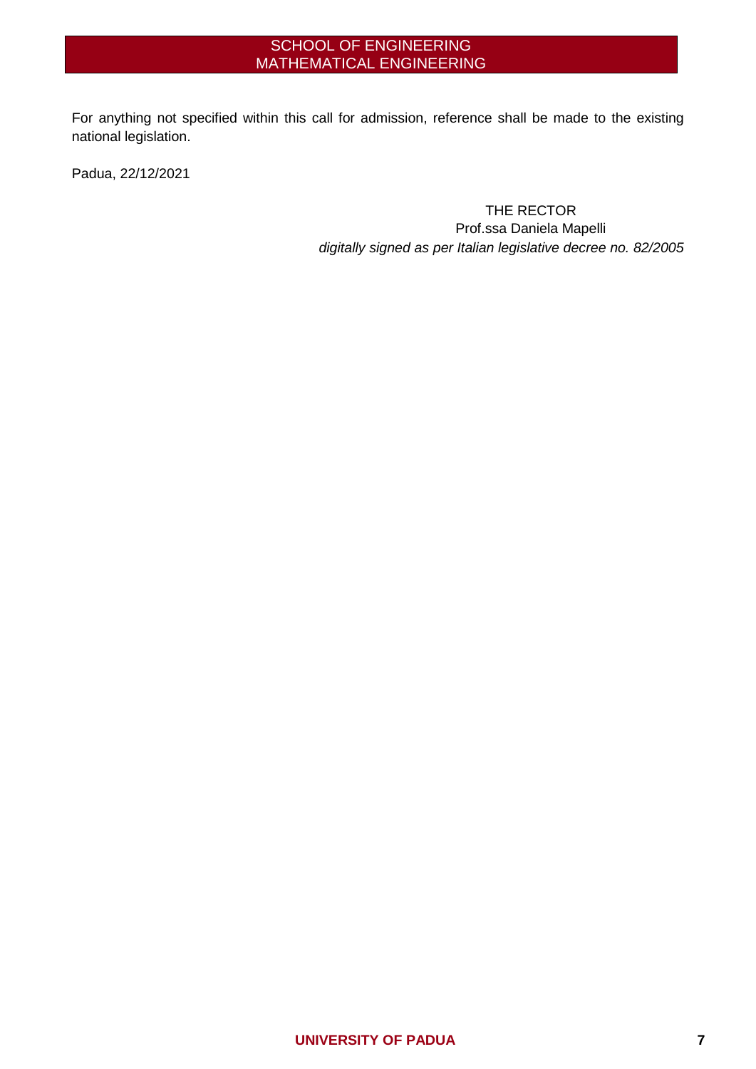For anything not specified within this call for admission, reference shall be made to the existing national legislation.

Padua, 22/12/2021

THE RECTOR
Prof.ssa Daniela Mapelli
*digitally signed as per Italian legislative decree no. 82/2005*